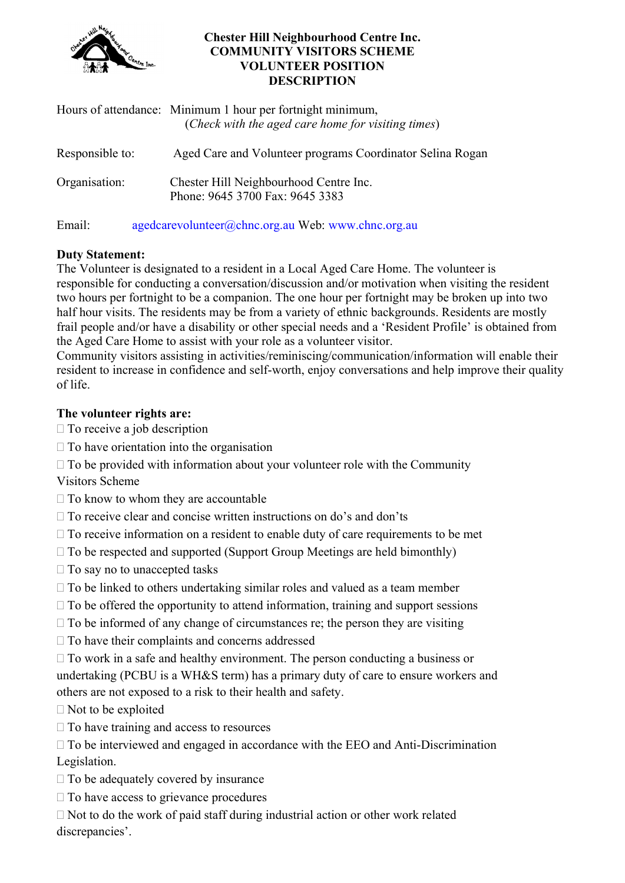# Chester Hill Neighbourhood Centre Inc.
# COMMUNITY VISITORS SCHEME
# VOLUNTEER POSITION DESCRIPTION

Hours of attendance: Minimum 1 hour per fortnight minimum,
(*Check with the aged care home for visiting times*)

Responsible to: Aged Care and Volunteer programs Coordinator Selina Rogan

Organisation: Chester Hill Neighbourhood Centre Inc.
Phone: 9645 3700 Fax: 9645 3383

Email: agedcarevolunteer@chnc.org.au Web: www.chnc.org.au

**Duty Statement:**
The Volunteer is designated to a resident in a Local Aged Care Home. The volunteer is responsible for conducting a conversation/discussion and/or motivation when visiting the resident two hours per fortnight to be a companion. The one hour per fortnight may be broken up into two half hour visits. The residents may be from a variety of ethnic backgrounds. Residents are mostly frail people and/or have a disability or other special needs and a 'Resident Profile' is obtained from the Aged Care Home to assist with your role as a volunteer visitor.
Community visitors assisting in activities/reminiscing/communication/information will enable their resident to increase in confidence and self-worth, enjoy conversations and help improve their quality of life.

**The volunteer rights are:**

- To receive a job description
- To have orientation into the organisation
- To be provided with information about your volunteer role with the Community Visitors Scheme
- To know to whom they are accountable
- To receive clear and concise written instructions on do's and don'ts
- To receive information on a resident to enable duty of care requirements to be met
- To be respected and supported (Support Group Meetings are held bimonthly)
- To say no to unaccepted tasks
- To be linked to others undertaking similar roles and valued as a team member
- To be offered the opportunity to attend information, training and support sessions
- To be informed of any change of circumstances re; the person they are visiting
- To have their complaints and concerns addressed
- To work in a safe and healthy environment. The person conducting a business or undertaking (PCBU is a WH&S term) has a primary duty of care to ensure workers and others are not exposed to a risk to their health and safety.
- Not to be exploited
- To have training and access to resources
- To be interviewed and engaged in accordance with the EEO and Anti-Discrimination Legislation.
- To be adequately covered by insurance
- To have access to grievance procedures
- Not to do the work of paid staff during industrial action or other work related discrepancies'.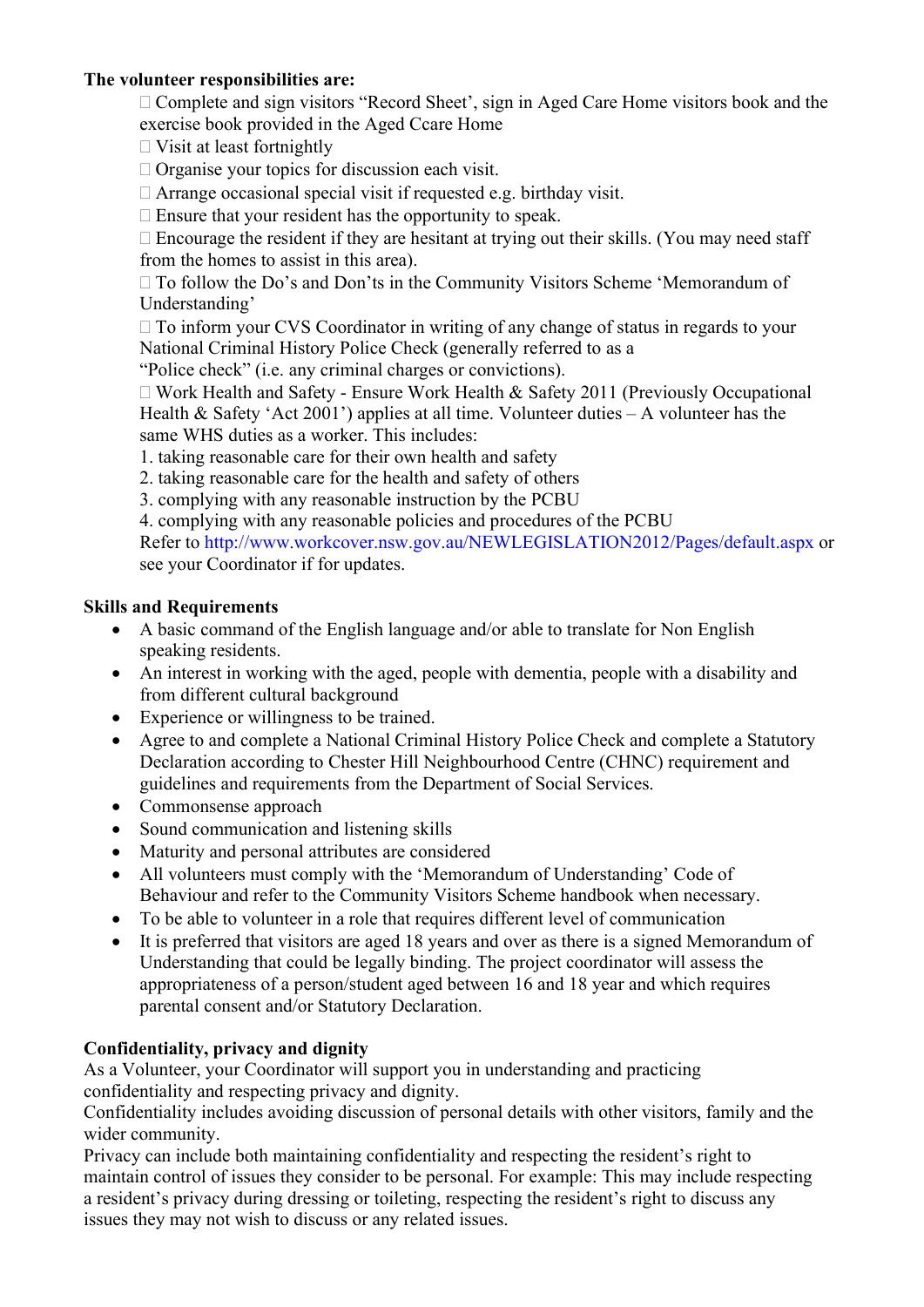**The volunteer responsibilities are:**

-  Complete and sign visitors "Record Sheet', sign in Aged Care Home visitors book and the exercise book provided in the Aged Ccare Home
-  Visit at least fortnightly
-  Organise your topics for discussion each visit.
-  Arrange occasional special visit if requested e.g. birthday visit.
-  Ensure that your resident has the opportunity to speak.
-  Encourage the resident if they are hesitant at trying out their skills. (You may need staff from the homes to assist in this area).
-  To follow the Do's and Don'ts in the Community Visitors Scheme 'Memorandum of Understanding'
-  To inform your CVS Coordinator in writing of any change of status in regards to your National Criminal History Police Check (generally referred to as a "Police check" (i.e. any criminal charges or convictions).
-  Work Health and Safety - Ensure Work Health & Safety 2011 (Previously Occupational Health & Safety 'Act 2001') applies at all time. Volunteer duties – A volunteer has the same WHS duties as a worker. This includes:

  1. taking reasonable care for their own health and safety
  2. taking reasonable care for the health and safety of others
  3. complying with any reasonable instruction by the PCBU
  4. complying with any reasonable policies and procedures of the PCBU

  Refer to http://www.workcover.nsw.gov.au/NEWLEGISLATION2012/Pages/default.aspx or see your Coordinator if for updates.

**Skills and Requirements**

- A basic command of the English language and/or able to translate for Non English speaking residents.
- An interest in working with the aged, people with dementia, people with a disability and from different cultural background
- Experience or willingness to be trained.
- Agree to and complete a National Criminal History Police Check and complete a Statutory Declaration according to Chester Hill Neighbourhood Centre (CHNC) requirement and guidelines and requirements from the Department of Social Services.
- Commonsense approach
- Sound communication and listening skills
- Maturity and personal attributes are considered
- All volunteers must comply with the 'Memorandum of Understanding' Code of Behaviour and refer to the Community Visitors Scheme handbook when necessary.
- To be able to volunteer in a role that requires different level of communication
- It is preferred that visitors are aged 18 years and over as there is a signed Memorandum of Understanding that could be legally binding. The project coordinator will assess the appropriateness of a person/student aged between 16 and 18 year and which requires parental consent and/or Statutory Declaration.

**Confidentiality, privacy and dignity**

As a Volunteer, your Coordinator will support you in understanding and practicing confidentiality and respecting privacy and dignity.

Confidentiality includes avoiding discussion of personal details with other visitors, family and the wider community.

Privacy can include both maintaining confidentiality and respecting the resident's right to maintain control of issues they consider to be personal. For example: This may include respecting a resident's privacy during dressing or toileting, respecting the resident's right to discuss any issues they may not wish to discuss or any related issues.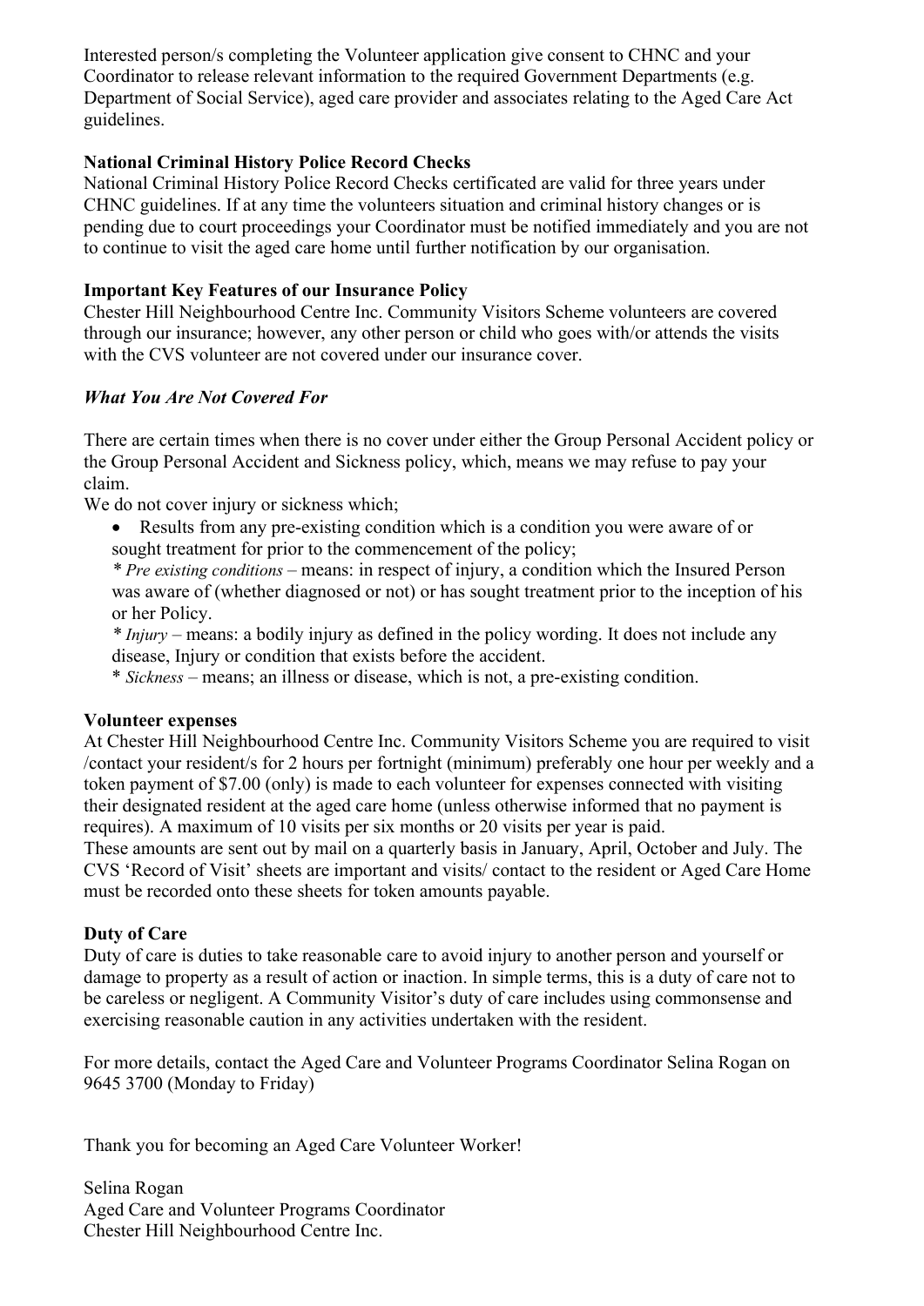Interested person/s completing the Volunteer application give consent to CHNC and your Coordinator to release relevant information to the required Government Departments (e.g. Department of Social Service), aged care provider and associates relating to the Aged Care Act guidelines.

**National Criminal History Police Record Checks**

National Criminal History Police Record Checks certificated are valid for three years under CHNC guidelines. If at any time the volunteers situation and criminal history changes or is pending due to court proceedings your Coordinator must be notified immediately and you are not to continue to visit the aged care home until further notification by our organisation.

**Important Key Features of our Insurance Policy**

Chester Hill Neighbourhood Centre Inc. Community Visitors Scheme volunteers are covered through our insurance; however, any other person or child who goes with/or attends the visits with the CVS volunteer are not covered under our insurance cover.

***What You Are Not Covered For***

There are certain times when there is no cover under either the Group Personal Accident policy or the Group Personal Accident and Sickness policy, which, means we may refuse to pay your claim.

We do not cover injury or sickness which;

- Results from any pre-existing condition which is a condition you were aware of or sought treatment for prior to the commencement of the policy;

  * *Pre existing conditions* – means: in respect of injury, a condition which the Insured Person was aware of (whether diagnosed or not) or has sought treatment prior to the inception of his or her Policy.

  * *Injury* – means: a bodily injury as defined in the policy wording. It does not include any disease, Injury or condition that exists before the accident.

  * *Sickness* – means; an illness or disease, which is not, a pre-existing condition.

**Volunteer expenses**

At Chester Hill Neighbourhood Centre Inc. Community Visitors Scheme you are required to visit /contact your resident/s for 2 hours per fortnight (minimum) preferably one hour per weekly and a token payment of $7.00 (only) is made to each volunteer for expenses connected with visiting their designated resident at the aged care home (unless otherwise informed that no payment is requires). A maximum of 10 visits per six months or 20 visits per year is paid.

These amounts are sent out by mail on a quarterly basis in January, April, October and July. The CVS 'Record of Visit' sheets are important and visits/ contact to the resident or Aged Care Home must be recorded onto these sheets for token amounts payable.

**Duty of Care**

Duty of care is duties to take reasonable care to avoid injury to another person and yourself or damage to property as a result of action or inaction. In simple terms, this is a duty of care not to be careless or negligent. A Community Visitor's duty of care includes using commonsense and exercising reasonable caution in any activities undertaken with the resident.

For more details, contact the Aged Care and Volunteer Programs Coordinator Selina Rogan on 9645 3700 (Monday to Friday)

Thank you for becoming an Aged Care Volunteer Worker!

Selina Rogan
Aged Care and Volunteer Programs Coordinator
Chester Hill Neighbourhood Centre Inc.